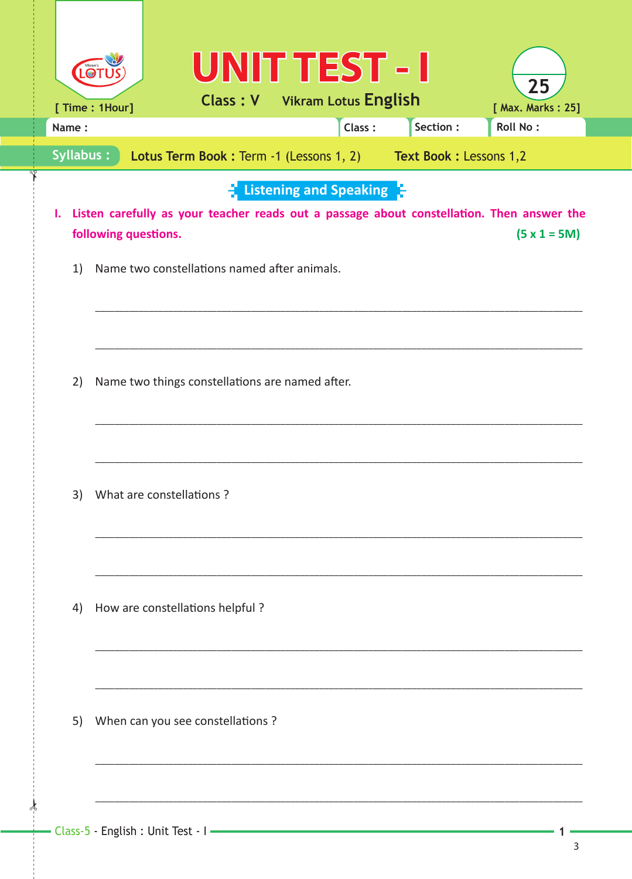# UNIT TEST - I

**Class : V** | **Vikram Lotus English**

[ Time : 1Hour] | [ Max. Marks : 25]

| Name : | Class : | Section : | Roll No : |
|---|---|---|---|

**Syllabus :** **Lotus Term Book :** Term -1 (Lessons 1, 2) **Text Book :** Lessons 1,2

## Listening and Speaking

**I. Listen carefully as your teacher reads out a passage about constellation. Then answer the following questions.** **(5 x 1 = 5M)**

1) Name two constellations named after animals.

______________________________________________________________________

______________________________________________________________________

2) Name two things constellations are named after.

______________________________________________________________________

______________________________________________________________________

3) What are constellations ?

______________________________________________________________________

______________________________________________________________________

4) How are constellations helpful ?

______________________________________________________________________

______________________________________________________________________

5) When can you see constellations ?

______________________________________________________________________

______________________________________________________________________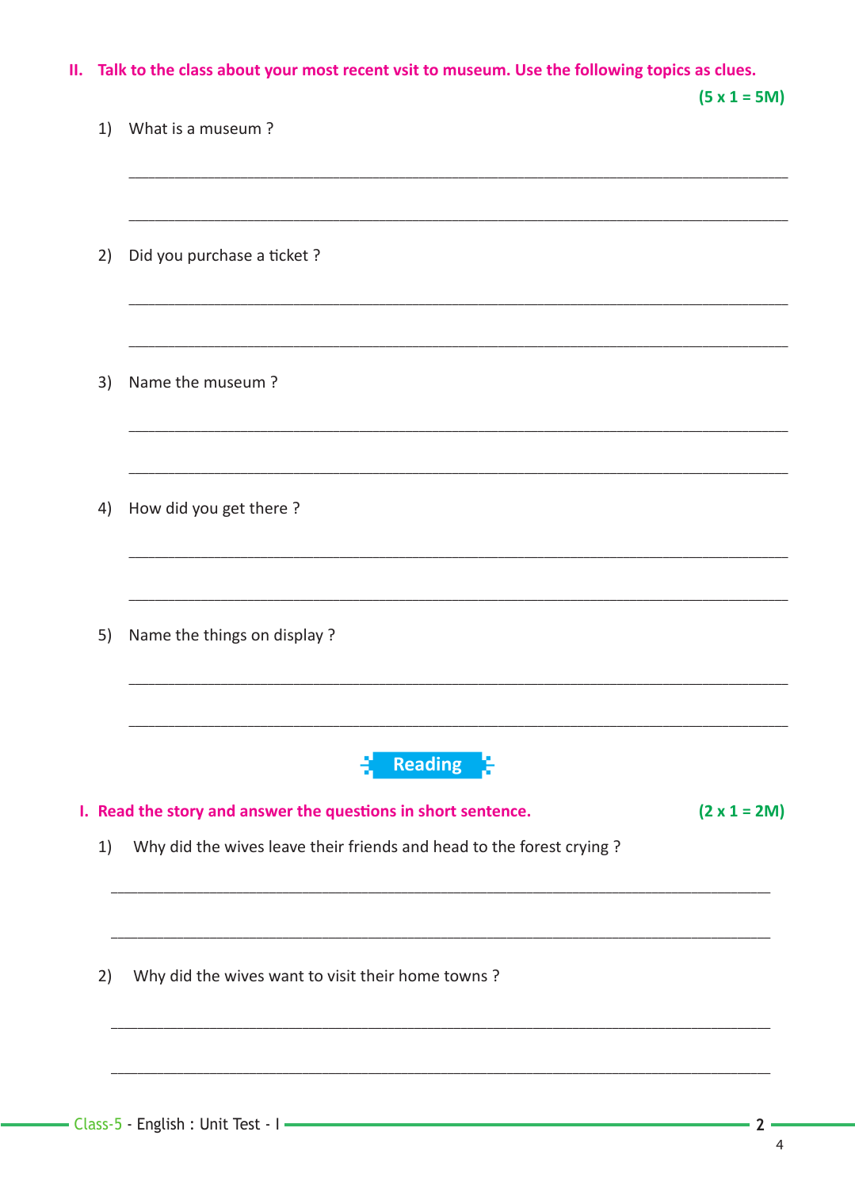## II. Talk to the class about your most recent vsit to museum. Use the following topics as clues.

**(5 x 1 = 5M)**

1) What is a museum ?

______________________________________________________________________

______________________________________________________________________

2) Did you purchase a ticket ?

______________________________________________________________________

______________________________________________________________________

3) Name the museum ?

______________________________________________________________________

______________________________________________________________________

4) How did you get there ?

______________________________________________________________________

______________________________________________________________________

5) Name the things on display ?

______________________________________________________________________

______________________________________________________________________

# Reading

## I. Read the story and answer the questions in short sentence.

**(2 x 1 = 2M)**

1) Why did the wives leave their friends and head to the forest crying ?

______________________________________________________________________

______________________________________________________________________

2) Why did the wives want to visit their home towns ?

______________________________________________________________________

______________________________________________________________________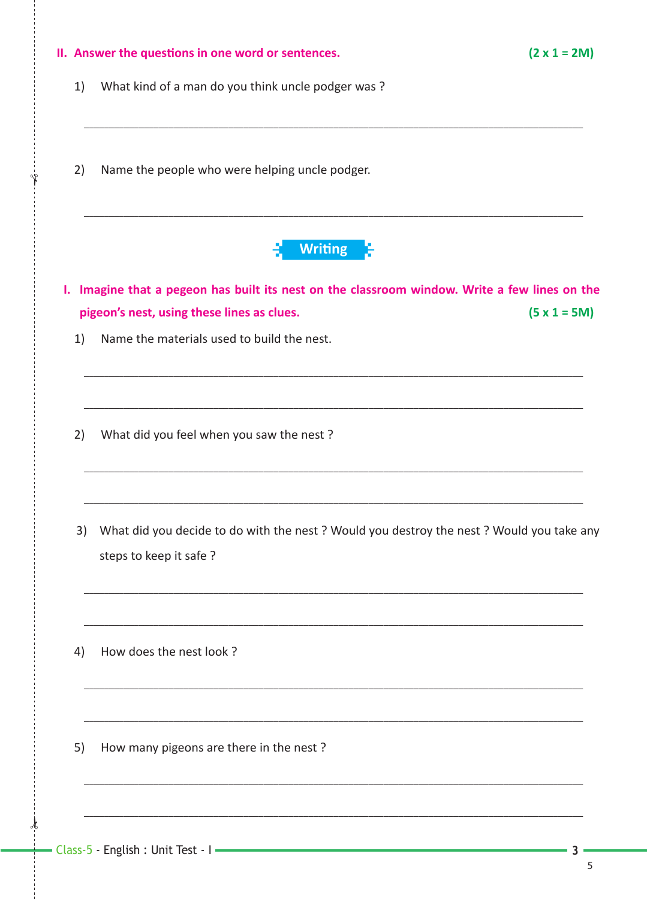## II. Answer the questions in one word or sentences. (2 x 1 = 2M)

1) What kind of a man do you think uncle podger was ?

_______________________________________________________________

2) Name the people who were helping uncle podger.

_______________________________________________________________

## Writing

## I. Imagine that a pegeon has built its nest on the classroom window. Write a few lines on the pigeon's nest, using these lines as clues. (5 x 1 = 5M)

1) Name the materials used to build the nest.

_______________________________________________________________

_______________________________________________________________

2) What did you feel when you saw the nest ?

_______________________________________________________________

_______________________________________________________________

3) What did you decide to do with the nest ? Would you destroy the nest ? Would you take any steps to keep it safe ?

_______________________________________________________________

_______________________________________________________________

4) How does the nest look ?

_______________________________________________________________

_______________________________________________________________

5) How many pigeons are there in the nest ?

_______________________________________________________________

_______________________________________________________________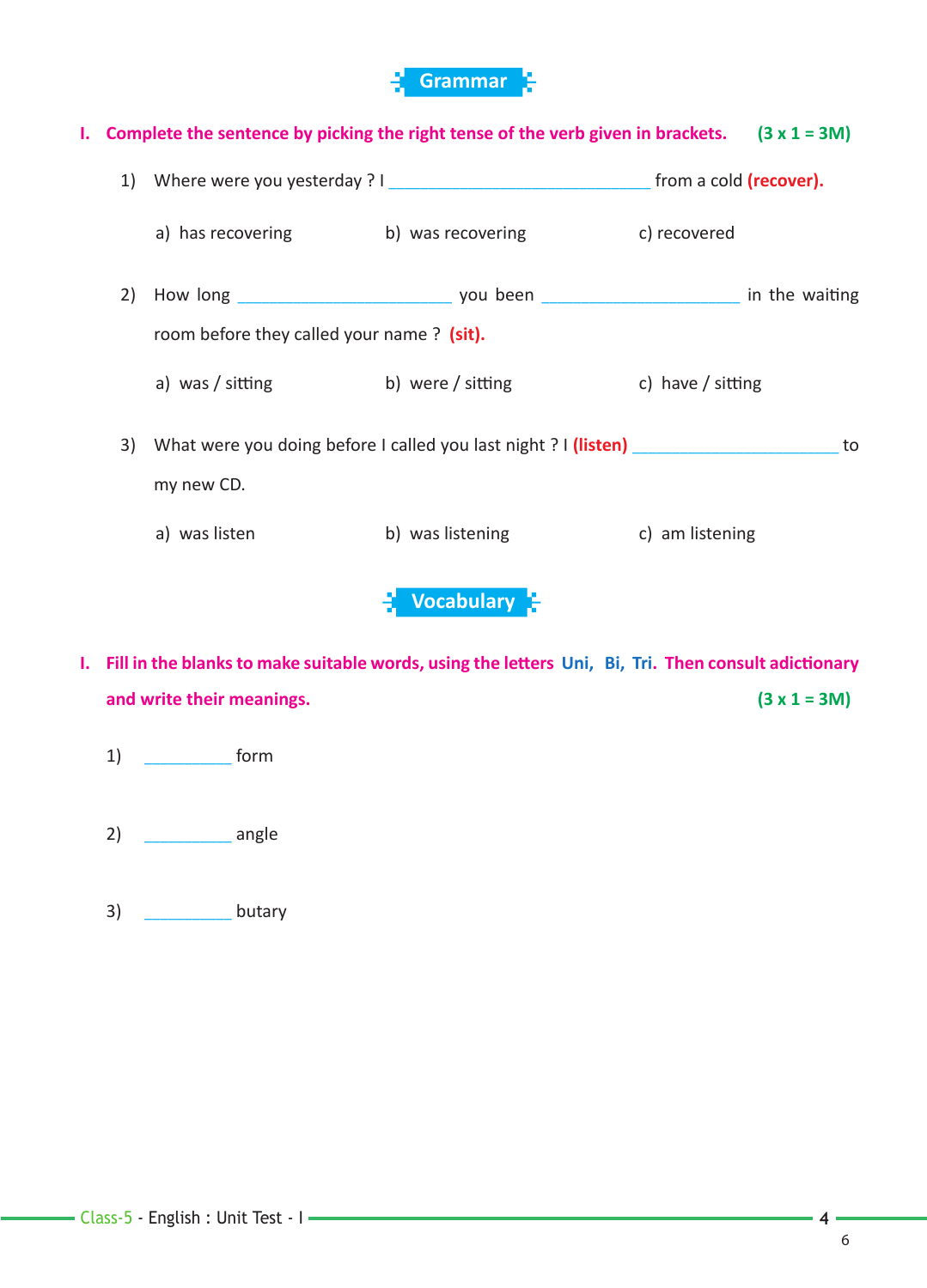## Grammar

**I. Complete the sentence by picking the right tense of the verb given in brackets.** **(3 x 1 = 3M)**

1) Where were you yesterday ? I ______________________________ from a cold **(recover).**

   a) has recovering b) was recovering c) recovered

2) How long ________________________ you been ______________________ in the waiting room before they called your name ? **(sit).**

   a) was / sitting b) were / sitting c) have / sitting

3) What were you doing before I called you last night ? I **(listen)** _______________________ to my new CD.

   a) was listen b) was listening c) am listening

## Vocabulary

**I. Fill in the blanks to make suitable words, using the letters Uni, Bi, Tri. Then consult adictionary and write their meanings.** **(3 x 1 = 3M)**

1) __________ form

2) __________ angle

3) __________ butary